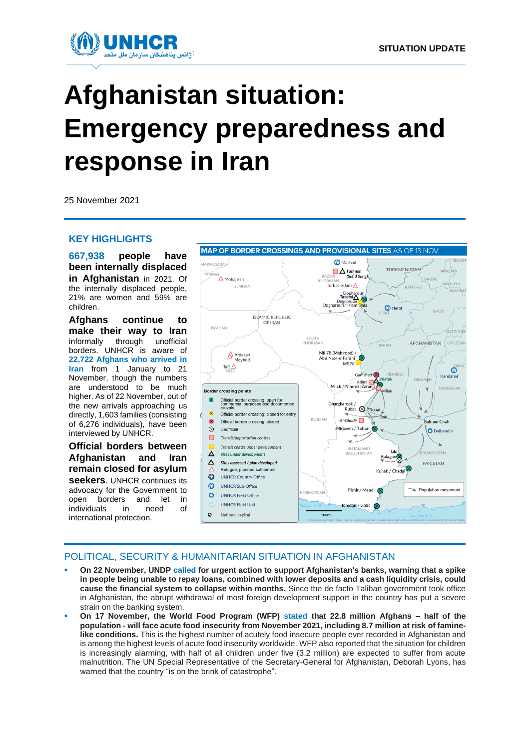# Afghanistan situation: Emergency preparedness and response in Iran

25 November 2021

## KEY HIGHLIGHTS

**667,938 people have been internally displaced in Afghanistan** in 2021. Of the internally displaced people, 21% are women and 59% are children.

**Afghans continue to make their way to Iran** informally through unofficial borders. UNHCR is aware of 22,722 Afghans who arrived in Iran from 1 January to 21 November, though the numbers are understood to be much higher. As of 22 November, out of the new arrivals approaching us directly, 1,603 families (consisting of 6,276 individuals), have been interviewed by UNHCR.

**Official borders between Afghanistan and Iran remain closed for asylum seekers**. UNHCR continues its advocacy for the Government to open borders and let in individuals in need of international protection.

**MAP OF BORDER CROSSINGS AND PROVISIONAL SITES** AS OF 13 NOV

## POLITICAL, SECURITY & HUMANITARIAN SITUATION IN AFGHANISTAN

- **On 22 November, UNDP called for urgent action to support Afghanistan's banks, warning that a spike in people being unable to repay loans, combined with lower deposits and a cash liquidity crisis, could cause the financial system to collapse within months.** Since the de facto Taliban government took office in Afghanistan, the abrupt withdrawal of most foreign development support in the country has put a severe strain on the banking system.
- **On 17 November, the World Food Program (WFP) stated that 22.8 million Afghans – half of the population - will face acute food insecurity from November 2021, including 8.7 million at risk of famine-like conditions.** This is the highest number of acutely food insecure people ever recorded in Afghanistan and is among the highest levels of acute food insecurity worldwide. WFP also reported that the situation for children is increasingly alarming, with half of all children under five (3.2 million) are expected to suffer from acute malnutrition. The UN Special Representative of the Secretary-General for Afghanistan, Deborah Lyons, has warned that the country "is on the brink of catastrophe".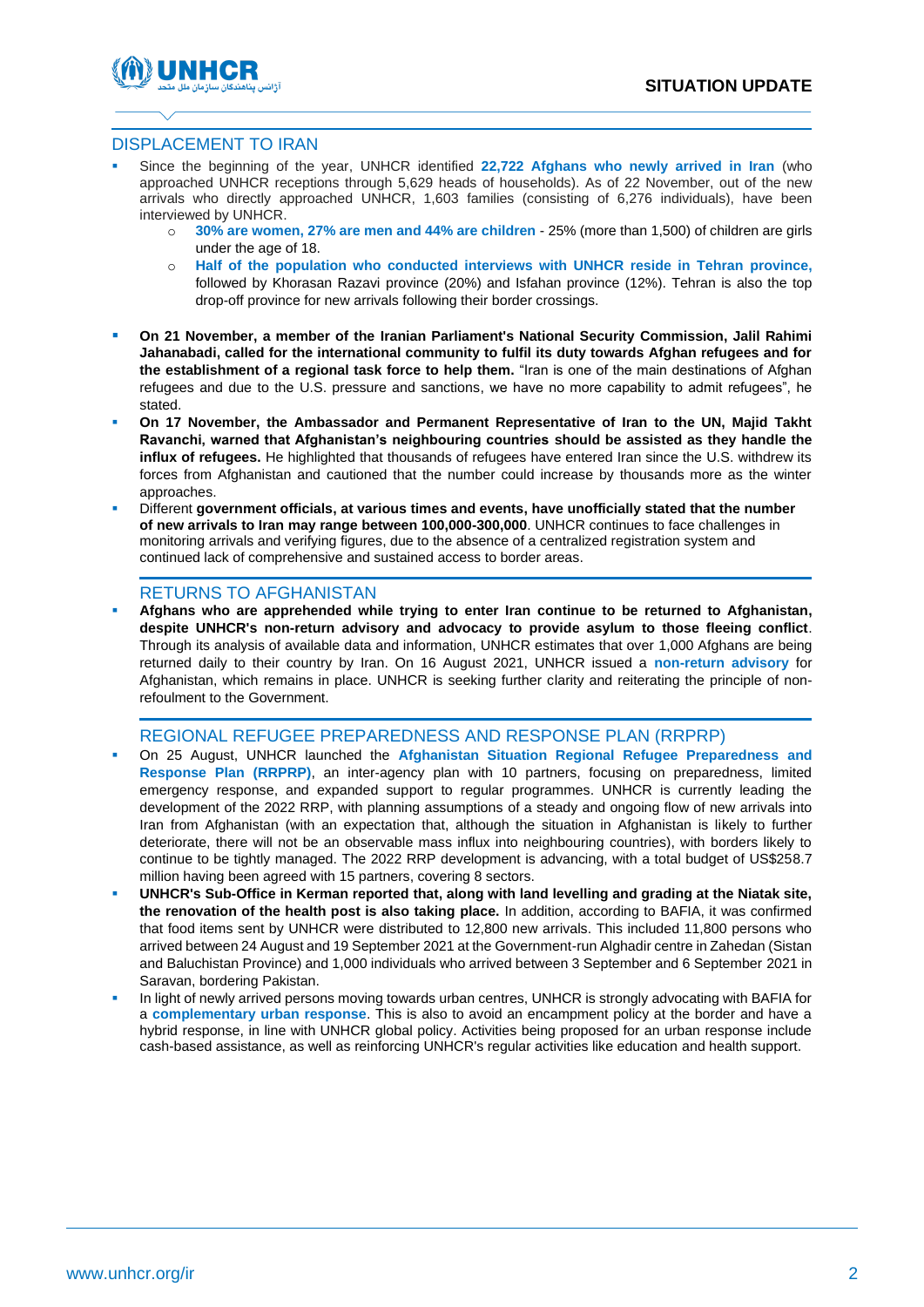## DISPLACEMENT TO IRAN

- Since the beginning of the year, UNHCR identified **22,722 Afghans who newly arrived in Iran** (who approached UNHCR receptions through 5,629 heads of households). As of 22 November, out of the new arrivals who directly approached UNHCR, 1,603 families (consisting of 6,276 individuals), have been interviewed by UNHCR.
  - **30% are women, 27% are men and 44% are children** - 25% (more than 1,500) of children are girls under the age of 18.
  - **Half of the population who conducted interviews with UNHCR reside in Tehran province,** followed by Khorasan Razavi province (20%) and Isfahan province (12%). Tehran is also the top drop-off province for new arrivals following their border crossings.
- **On 21 November, a member of the Iranian Parliament's National Security Commission, Jalil Rahimi Jahanabadi, called for the international community to fulfil its duty towards Afghan refugees and for the establishment of a regional task force to help them.** "Iran is one of the main destinations of Afghan refugees and due to the U.S. pressure and sanctions, we have no more capability to admit refugees", he stated.
- **On 17 November, the Ambassador and Permanent Representative of Iran to the UN, Majid Takht Ravanchi, warned that Afghanistan's neighbouring countries should be assisted as they handle the influx of refugees.** He highlighted that thousands of refugees have entered Iran since the U.S. withdrew its forces from Afghanistan and cautioned that the number could increase by thousands more as the winter approaches.
- Different **government officials, at various times and events, have unofficially stated that the number of new arrivals to Iran may range between 100,000-300,000**. UNHCR continues to face challenges in monitoring arrivals and verifying figures, due to the absence of a centralized registration system and continued lack of comprehensive and sustained access to border areas.

## RETURNS TO AFGHANISTAN

- **Afghans who are apprehended while trying to enter Iran continue to be returned to Afghanistan, despite UNHCR's non-return advisory and advocacy to provide asylum to those fleeing conflict**. Through its analysis of available data and information, UNHCR estimates that over 1,000 Afghans are being returned daily to their country by Iran. On 16 August 2021, UNHCR issued a **non-return advisory** for Afghanistan, which remains in place. UNHCR is seeking further clarity and reiterating the principle of non-refoulment to the Government.

## REGIONAL REFUGEE PREPAREDNESS AND RESPONSE PLAN (RRPRP)

- On 25 August, UNHCR launched the **Afghanistan Situation Regional Refugee Preparedness and Response Plan (RRPRP)**, an inter-agency plan with 10 partners, focusing on preparedness, limited emergency response, and expanded support to regular programmes. UNHCR is currently leading the development of the 2022 RRP, with planning assumptions of a steady and ongoing flow of new arrivals into Iran from Afghanistan (with an expectation that, although the situation in Afghanistan is likely to further deteriorate, there will not be an observable mass influx into neighbouring countries), with borders likely to continue to be tightly managed. The 2022 RRP development is advancing, with a total budget of US$258.7 million having been agreed with 15 partners, covering 8 sectors.
- **UNHCR's Sub-Office in Kerman reported that, along with land levelling and grading at the Niatak site, the renovation of the health post is also taking place.** In addition, according to BAFIA, it was confirmed that food items sent by UNHCR were distributed to 12,800 new arrivals. This included 11,800 persons who arrived between 24 August and 19 September 2021 at the Government-run Alghadir centre in Zahedan (Sistan and Baluchistan Province) and 1,000 individuals who arrived between 3 September and 6 September 2021 in Saravan, bordering Pakistan.
- In light of newly arrived persons moving towards urban centres, UNHCR is strongly advocating with BAFIA for a **complementary urban response**. This is also to avoid an encampment policy at the border and have a hybrid response, in line with UNHCR global policy. Activities being proposed for an urban response include cash-based assistance, as well as reinforcing UNHCR's regular activities like education and health support.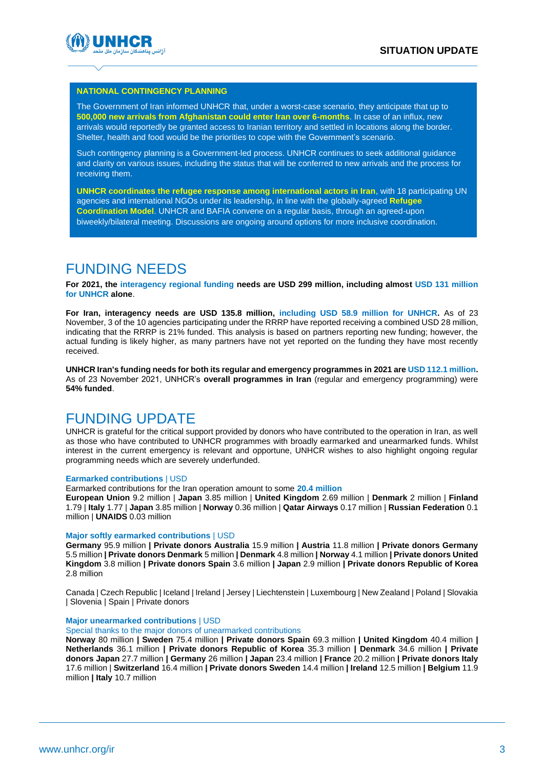### NATIONAL CONTINGENCY PLANNING

The Government of Iran informed UNHCR that, under a worst-case scenario, they anticipate that up to **500,000 new arrivals from Afghanistan could enter Iran over 6-months**. In case of an influx, new arrivals would reportedly be granted access to Iranian territory and settled in locations along the border. Shelter, health and food would be the priorities to cope with the Government's scenario.

Such contingency planning is a Government-led process. UNHCR continues to seek additional guidance and clarity on various issues, including the status that will be conferred to new arrivals and the process for receiving them.

**UNHCR coordinates the refugee response among international actors in Iran**, with 18 participating UN agencies and international NGOs under its leadership, in line with the globally-agreed **Refugee Coordination Model**. UNHCR and BAFIA convene on a regular basis, through an agreed-upon biweekly/bilateral meeting. Discussions are ongoing around options for more inclusive coordination.

# FUNDING NEEDS

**For 2021, the interagency regional funding needs are USD 299 million, including almost USD 131 million for UNHCR alone**.

**For Iran, interagency needs are USD 135.8 million, including USD 58.9 million for UNHCR.** As of 23 November, 3 of the 10 agencies participating under the RRRP have reported receiving a combined USD 28 million, indicating that the RRRP is 21% funded. This analysis is based on partners reporting new funding; however, the actual funding is likely higher, as many partners have not yet reported on the funding they have most recently received.

**UNHCR Iran's funding needs for both its regular and emergency programmes in 2021 are USD 112.1 million.** As of 23 November 2021, UNHCR's **overall programmes in Iran** (regular and emergency programming) were **54% funded**.

# FUNDING UPDATE

UNHCR is grateful for the critical support provided by donors who have contributed to the operation in Iran, as well as those who have contributed to UNHCR programmes with broadly earmarked and unearmarked funds. Whilst interest in the current emergency is relevant and opportune, UNHCR wishes to also highlight ongoing regular programming needs which are severely underfunded.

**Earmarked contributions** | USD

Earmarked contributions for the Iran operation amount to some **20.4 million**

**European Union** 9.2 million | **Japan** 3.85 million | **United Kingdom** 2.69 million | **Denmark** 2 million | **Finland** 1.79 | **Italy** 1.77 | **Japan** 3.85 million | **Norway** 0.36 million | **Qatar Airways** 0.17 million | **Russian Federation** 0.1 million | **UNAIDS** 0.03 million

**Major softly earmarked contributions** | USD

**Germany** 95.9 million **| Private donors Australia** 15.9 million **| Austria** 11.8 million **| Private donors Germany** 5.5 million **| Private donors Denmark** 5 million **| Denmark** 4.8 million **| Norway** 4.1 million **| Private donors United Kingdom** 3.8 million **| Private donors Spain** 3.6 million **| Japan** 2.9 million **| Private donors Republic of Korea** 2.8 million

Canada | Czech Republic | Iceland | Ireland | Jersey | Liechtenstein | Luxembourg | New Zealand | Poland | Slovakia | Slovenia | Spain | Private donors

**Major unearmarked contributions** | USD

Special thanks to the major donors of unearmarked contributions

**Norway** 80 million **| Sweden** 75.4 million **| Private donors Spain** 69.3 million **| United Kingdom** 40.4 million **| Netherlands** 36.1 million **| Private donors Republic of Korea** 35.3 million **| Denmark** 34.6 million **| Private donors Japan** 27.7 million **| Germany** 26 million **| Japan** 23.4 million **| France** 20.2 million **| Private donors Italy** 17.6 million | **Switzerland** 16.4 million **| Private donors Sweden** 14.4 million **| Ireland** 12.5 million **| Belgium** 11.9 million **| Italy** 10.7 million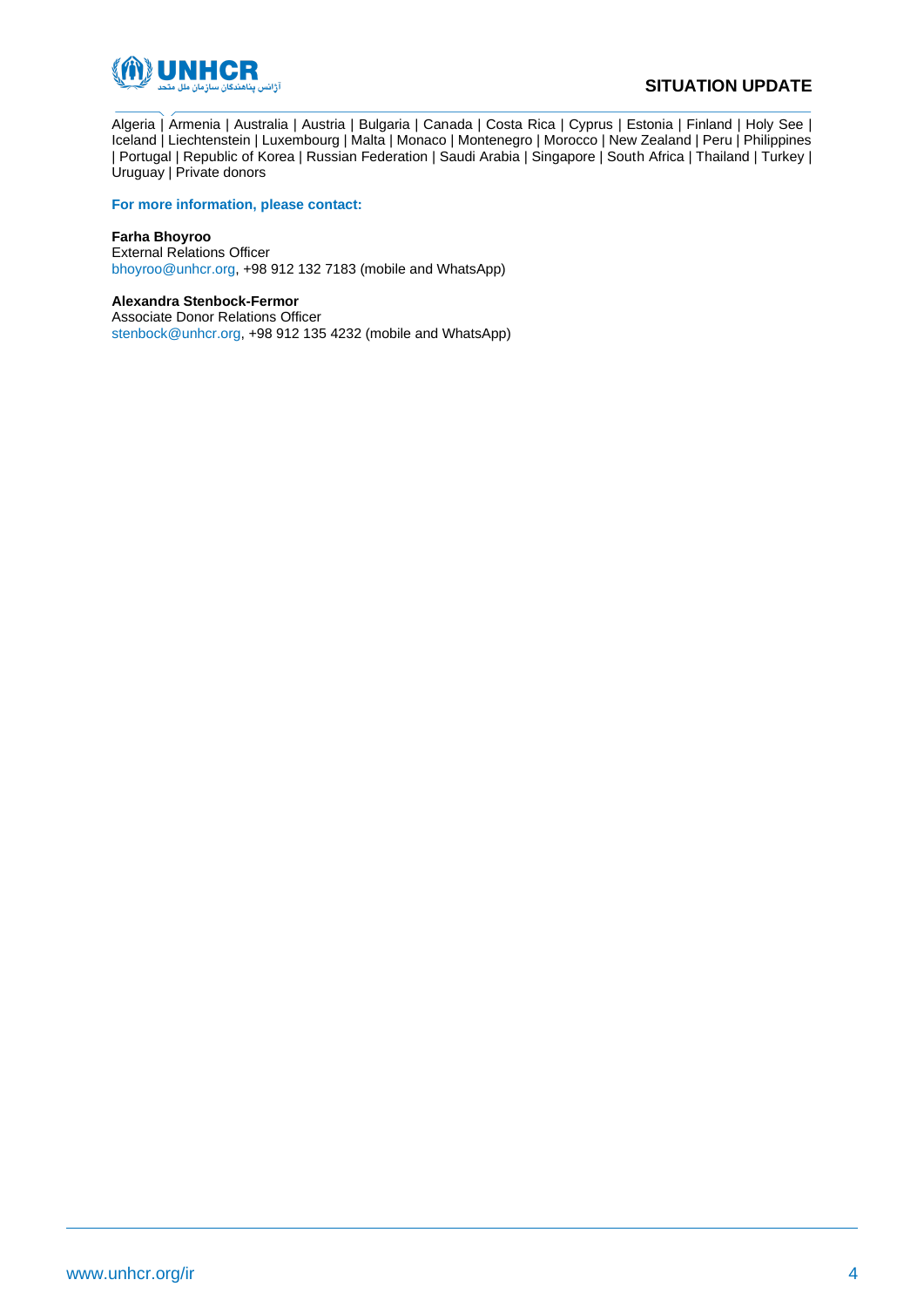Algeria | Armenia | Australia | Austria | Bulgaria | Canada | Costa Rica | Cyprus | Estonia | Finland | Holy See | Iceland | Liechtenstein | Luxembourg | Malta | Monaco | Montenegro | Morocco | New Zealand | Peru | Philippines | Portugal | Republic of Korea | Russian Federation | Saudi Arabia | Singapore | South Africa | Thailand | Turkey | Uruguay | Private donors

**For more information, please contact:**

**Farha Bhoyroo**
External Relations Officer
bhoyroo@unhcr.org, +98 912 132 7183 (mobile and WhatsApp)

**Alexandra Stenbock-Fermor**
Associate Donor Relations Officer
stenbock@unhcr.org, +98 912 135 4232 (mobile and WhatsApp)